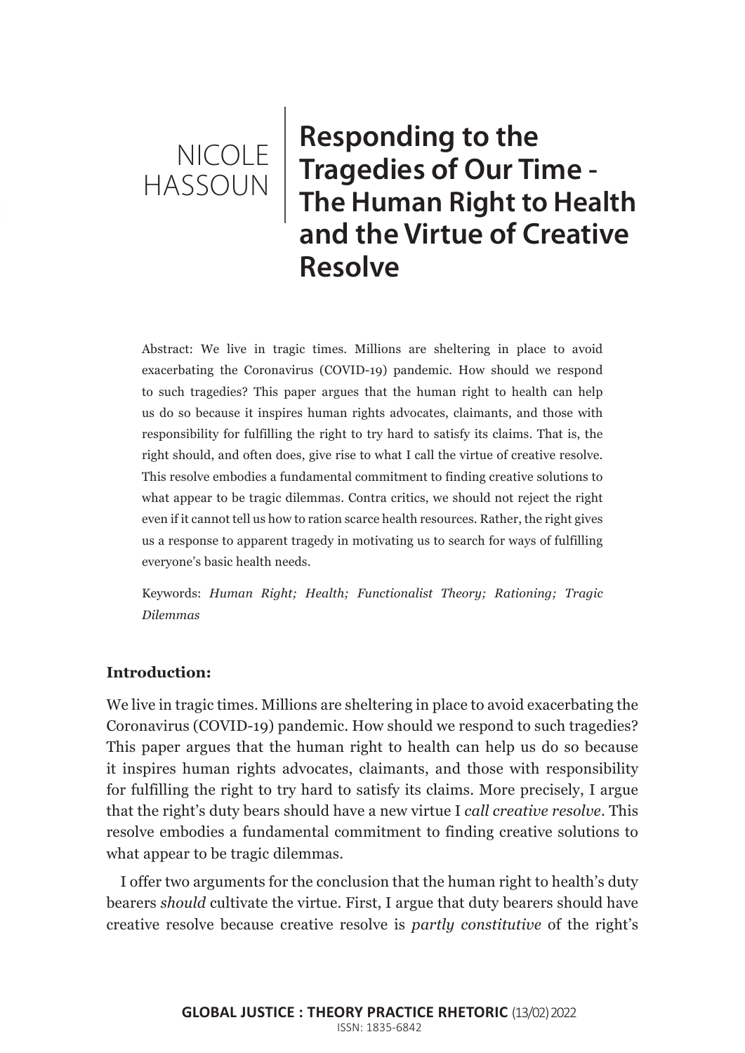NICOLE HASSOUN

# Responding to the Tragedies of Our Time - The Human Right to Health and the Virtue of Creative Resolve

Abstract: We live in tragic times. Millions are sheltering in place to avoid exacerbating the Coronavirus (COVID-19) pandemic. How should we respond to such tragedies? This paper argues that the human right to health can help us do so because it inspires human rights advocates, claimants, and those with responsibility for fulfilling the right to try hard to satisfy its claims. That is, the right should, and often does, give rise to what I call the virtue of creative resolve. This resolve embodies a fundamental commitment to finding creative solutions to what appear to be tragic dilemmas. Contra critics, we should not reject the right even if it cannot tell us how to ration scarce health resources. Rather, the right gives us a response to apparent tragedy in motivating us to search for ways of fulfilling everyone's basic health needs.

Keywords: *Human Right; Health; Functionalist Theory; Rationing; Tragic Dilemmas*

**Introduction:**

We live in tragic times. Millions are sheltering in place to avoid exacerbating the Coronavirus (COVID-19) pandemic. How should we respond to such tragedies? This paper argues that the human right to health can help us do so because it inspires human rights advocates, claimants, and those with responsibility for fulfilling the right to try hard to satisfy its claims. More precisely, I argue that the right's duty bears should have a new virtue I *call creative resolve*. This resolve embodies a fundamental commitment to finding creative solutions to what appear to be tragic dilemmas.

I offer two arguments for the conclusion that the human right to health's duty bearers *should* cultivate the virtue. First, I argue that duty bearers should have creative resolve because creative resolve is *partly constitutive* of the right's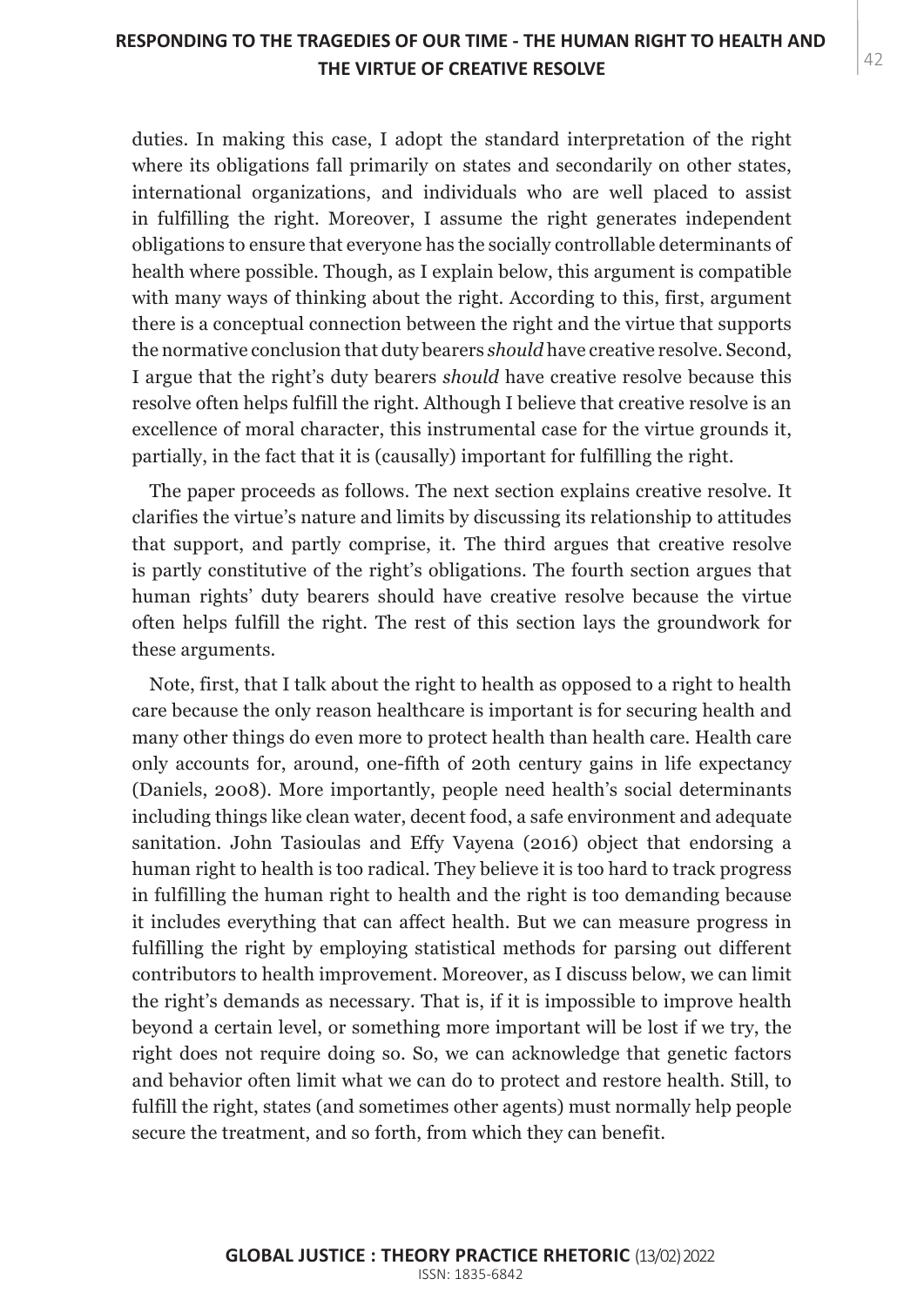duties. In making this case, I adopt the standard interpretation of the right where its obligations fall primarily on states and secondarily on other states, international organizations, and individuals who are well placed to assist in fulfilling the right. Moreover, I assume the right generates independent obligations to ensure that everyone has the socially controllable determinants of health where possible. Though, as I explain below, this argument is compatible with many ways of thinking about the right. According to this, first, argument there is a conceptual connection between the right and the virtue that supports the normative conclusion that duty bearers *should* have creative resolve. Second, I argue that the right's duty bearers *should* have creative resolve because this resolve often helps fulfill the right. Although I believe that creative resolve is an excellence of moral character, this instrumental case for the virtue grounds it, partially, in the fact that it is (causally) important for fulfilling the right.

The paper proceeds as follows. The next section explains creative resolve. It clarifies the virtue's nature and limits by discussing its relationship to attitudes that support, and partly comprise, it. The third argues that creative resolve is partly constitutive of the right's obligations. The fourth section argues that human rights' duty bearers should have creative resolve because the virtue often helps fulfill the right. The rest of this section lays the groundwork for these arguments.

Note, first, that I talk about the right to health as opposed to a right to health care because the only reason healthcare is important is for securing health and many other things do even more to protect health than health care. Health care only accounts for, around, one-fifth of 20th century gains in life expectancy (Daniels, 2008). More importantly, people need health's social determinants including things like clean water, decent food, a safe environment and adequate sanitation. John Tasioulas and Effy Vayena (2016) object that endorsing a human right to health is too radical. They believe it is too hard to track progress in fulfilling the human right to health and the right is too demanding because it includes everything that can affect health. But we can measure progress in fulfilling the right by employing statistical methods for parsing out different contributors to health improvement. Moreover, as I discuss below, we can limit the right's demands as necessary. That is, if it is impossible to improve health beyond a certain level, or something more important will be lost if we try, the right does not require doing so. So, we can acknowledge that genetic factors and behavior often limit what we can do to protect and restore health. Still, to fulfill the right, states (and sometimes other agents) must normally help people secure the treatment, and so forth, from which they can benefit.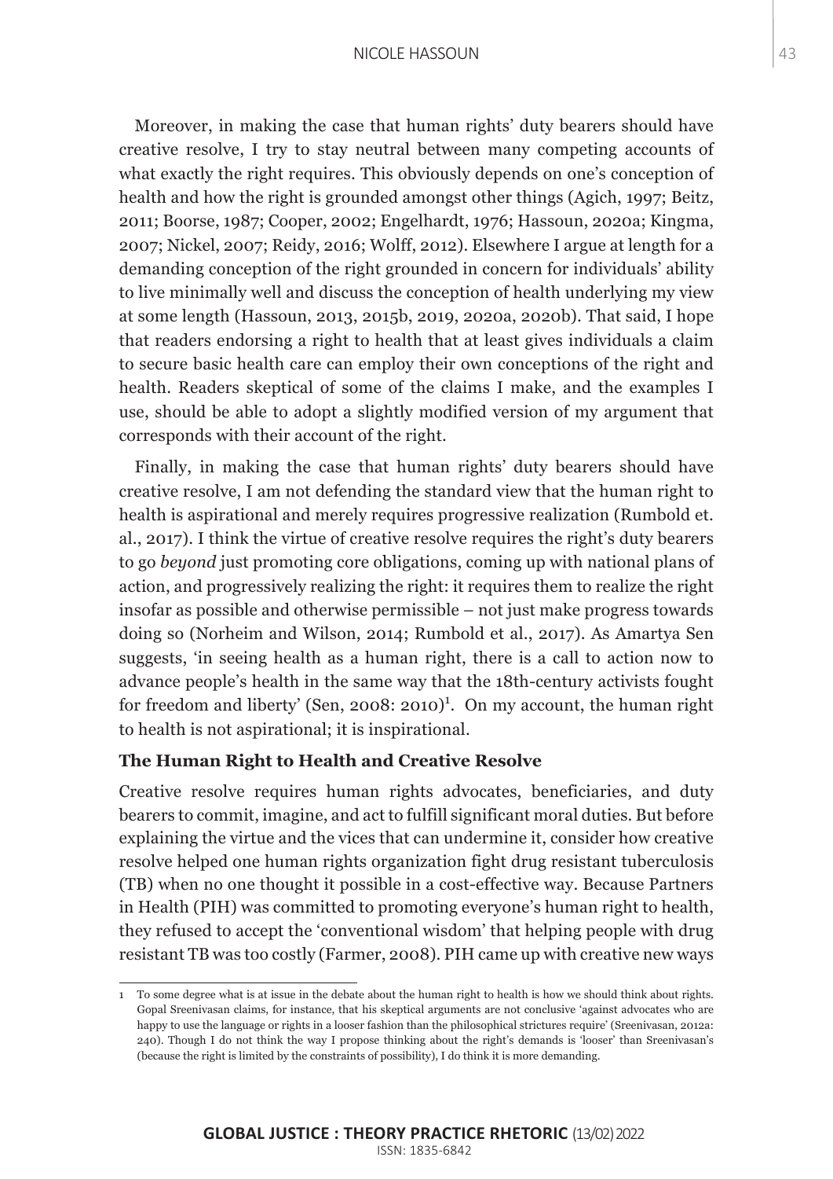Moreover, in making the case that human rights' duty bearers should have creative resolve, I try to stay neutral between many competing accounts of what exactly the right requires. This obviously depends on one's conception of health and how the right is grounded amongst other things (Agich, 1997; Beitz, 2011; Boorse, 1987; Cooper, 2002; Engelhardt, 1976; Hassoun, 2020a; Kingma, 2007; Nickel, 2007; Reidy, 2016; Wolff, 2012). Elsewhere I argue at length for a demanding conception of the right grounded in concern for individuals' ability to live minimally well and discuss the conception of health underlying my view at some length (Hassoun, 2013, 2015b, 2019, 2020a, 2020b). That said, I hope that readers endorsing a right to health that at least gives individuals a claim to secure basic health care can employ their own conceptions of the right and health. Readers skeptical of some of the claims I make, and the examples I use, should be able to adopt a slightly modified version of my argument that corresponds with their account of the right.

Finally, in making the case that human rights' duty bearers should have creative resolve, I am not defending the standard view that the human right to health is aspirational and merely requires progressive realization (Rumbold et. al., 2017). I think the virtue of creative resolve requires the right's duty bearers to go *beyond* just promoting core obligations, coming up with national plans of action, and progressively realizing the right: it requires them to realize the right insofar as possible and otherwise permissible – not just make progress towards doing so (Norheim and Wilson, 2014; Rumbold et al., 2017). As Amartya Sen suggests, 'in seeing health as a human right, there is a call to action now to advance people's health in the same way that the 18th-century activists fought for freedom and liberty' (Sen, 2008: 2010)[1]. On my account, the human right to health is not aspirational; it is inspirational.

### The Human Right to Health and Creative Resolve

Creative resolve requires human rights advocates, beneficiaries, and duty bearers to commit, imagine, and act to fulfill significant moral duties. But before explaining the virtue and the vices that can undermine it, consider how creative resolve helped one human rights organization fight drug resistant tuberculosis (TB) when no one thought it possible in a cost-effective way. Because Partners in Health (PIH) was committed to promoting everyone's human right to health, they refused to accept the 'conventional wisdom' that helping people with drug resistant TB was too costly (Farmer, 2008). PIH came up with creative new ways

---

1 To some degree what is at issue in the debate about the human right to health is how we should think about rights. Gopal Sreenivasan claims, for instance, that his skeptical arguments are not conclusive 'against advocates who are happy to use the language or rights in a looser fashion than the philosophical strictures require' (Sreenivasan, 2012a: 240). Though I do not think the way I propose thinking about the right's demands is 'looser' than Sreenivasan's (because the right is limited by the constraints of possibility), I do think it is more demanding.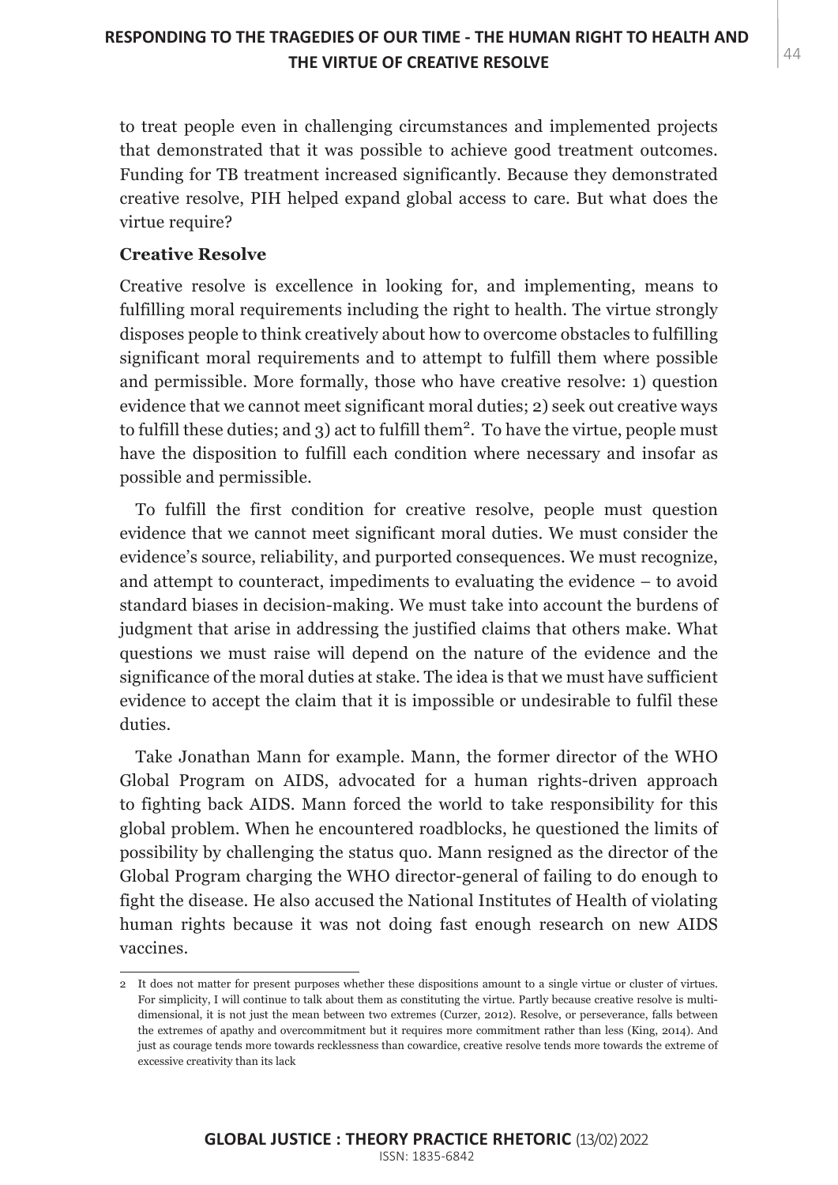to treat people even in challenging circumstances and implemented projects that demonstrated that it was possible to achieve good treatment outcomes. Funding for TB treatment increased significantly. Because they demonstrated creative resolve, PIH helped expand global access to care. But what does the virtue require?

### Creative Resolve

Creative resolve is excellence in looking for, and implementing, means to fulfilling moral requirements including the right to health. The virtue strongly disposes people to think creatively about how to overcome obstacles to fulfilling significant moral requirements and to attempt to fulfill them where possible and permissible. More formally, those who have creative resolve: 1) question evidence that we cannot meet significant moral duties; 2) seek out creative ways to fulfill these duties; and 3) act to fulfill them[2]. To have the virtue, people must have the disposition to fulfill each condition where necessary and insofar as possible and permissible.

To fulfill the first condition for creative resolve, people must question evidence that we cannot meet significant moral duties. We must consider the evidence's source, reliability, and purported consequences. We must recognize, and attempt to counteract, impediments to evaluating the evidence – to avoid standard biases in decision-making. We must take into account the burdens of judgment that arise in addressing the justified claims that others make. What questions we must raise will depend on the nature of the evidence and the significance of the moral duties at stake. The idea is that we must have sufficient evidence to accept the claim that it is impossible or undesirable to fulfil these duties.

Take Jonathan Mann for example. Mann, the former director of the WHO Global Program on AIDS, advocated for a human rights-driven approach to fighting back AIDS. Mann forced the world to take responsibility for this global problem. When he encountered roadblocks, he questioned the limits of possibility by challenging the status quo. Mann resigned as the director of the Global Program charging the WHO director-general of failing to do enough to fight the disease. He also accused the National Institutes of Health of violating human rights because it was not doing fast enough research on new AIDS vaccines.

2 It does not matter for present purposes whether these dispositions amount to a single virtue or cluster of virtues. For simplicity, I will continue to talk about them as constituting the virtue. Partly because creative resolve is multi-dimensional, it is not just the mean between two extremes (Curzer, 2012). Resolve, or perseverance, falls between the extremes of apathy and overcommitment but it requires more commitment rather than less (King, 2014). And just as courage tends more towards recklessness than cowardice, creative resolve tends more towards the extreme of excessive creativity than its lack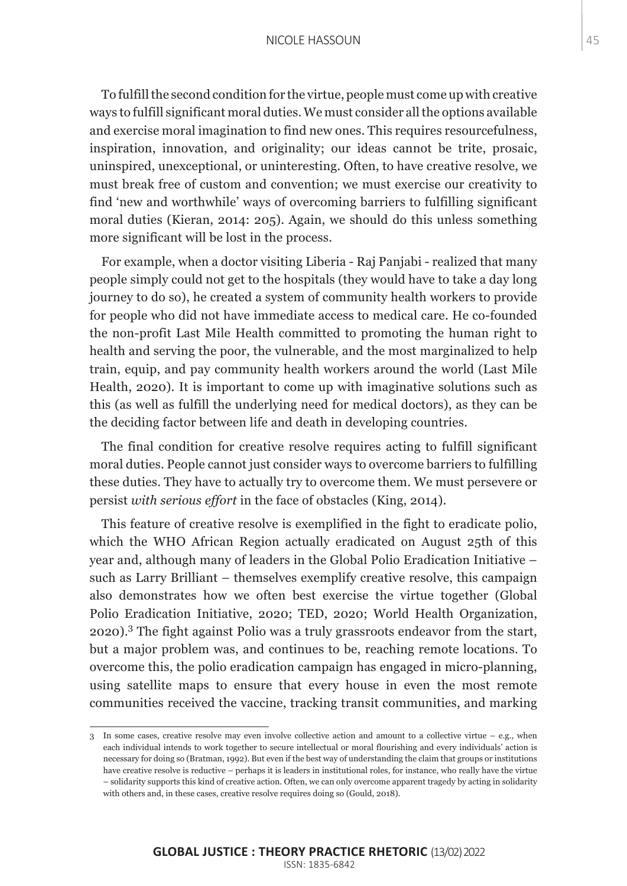To fulfill the second condition for the virtue, people must come up with creative ways to fulfill significant moral duties. We must consider all the options available and exercise moral imagination to find new ones. This requires resourcefulness, inspiration, innovation, and originality; our ideas cannot be trite, prosaic, uninspired, unexceptional, or uninteresting. Often, to have creative resolve, we must break free of custom and convention; we must exercise our creativity to find 'new and worthwhile' ways of overcoming barriers to fulfilling significant moral duties (Kieran, 2014: 205). Again, we should do this unless something more significant will be lost in the process.

For example, when a doctor visiting Liberia - Raj Panjabi - realized that many people simply could not get to the hospitals (they would have to take a day long journey to do so), he created a system of community health workers to provide for people who did not have immediate access to medical care. He co-founded the non-profit Last Mile Health committed to promoting the human right to health and serving the poor, the vulnerable, and the most marginalized to help train, equip, and pay community health workers around the world (Last Mile Health, 2020). It is important to come up with imaginative solutions such as this (as well as fulfill the underlying need for medical doctors), as they can be the deciding factor between life and death in developing countries.

The final condition for creative resolve requires acting to fulfill significant moral duties. People cannot just consider ways to overcome barriers to fulfilling these duties. They have to actually try to overcome them. We must persevere or persist *with serious effort* in the face of obstacles (King, 2014).

This feature of creative resolve is exemplified in the fight to eradicate polio, which the WHO African Region actually eradicated on August 25th of this year and, although many of leaders in the Global Polio Eradication Initiative – such as Larry Brilliant – themselves exemplify creative resolve, this campaign also demonstrates how we often best exercise the virtue together (Global Polio Eradication Initiative, 2020; TED, 2020; World Health Organization, 2020).[3] The fight against Polio was a truly grassroots endeavor from the start, but a major problem was, and continues to be, reaching remote locations. To overcome this, the polio eradication campaign has engaged in micro-planning, using satellite maps to ensure that every house in even the most remote communities received the vaccine, tracking transit communities, and marking

---

3 In some cases, creative resolve may even involve collective action and amount to a collective virtue – e.g., when each individual intends to work together to secure intellectual or moral flourishing and every individuals' action is necessary for doing so (Bratman, 1992). But even if the best way of understanding the claim that groups or institutions have creative resolve is reductive – perhaps it is leaders in institutional roles, for instance, who really have the virtue – solidarity supports this kind of creative action. Often, we can only overcome apparent tragedy by acting in solidarity with others and, in these cases, creative resolve requires doing so (Gould, 2018).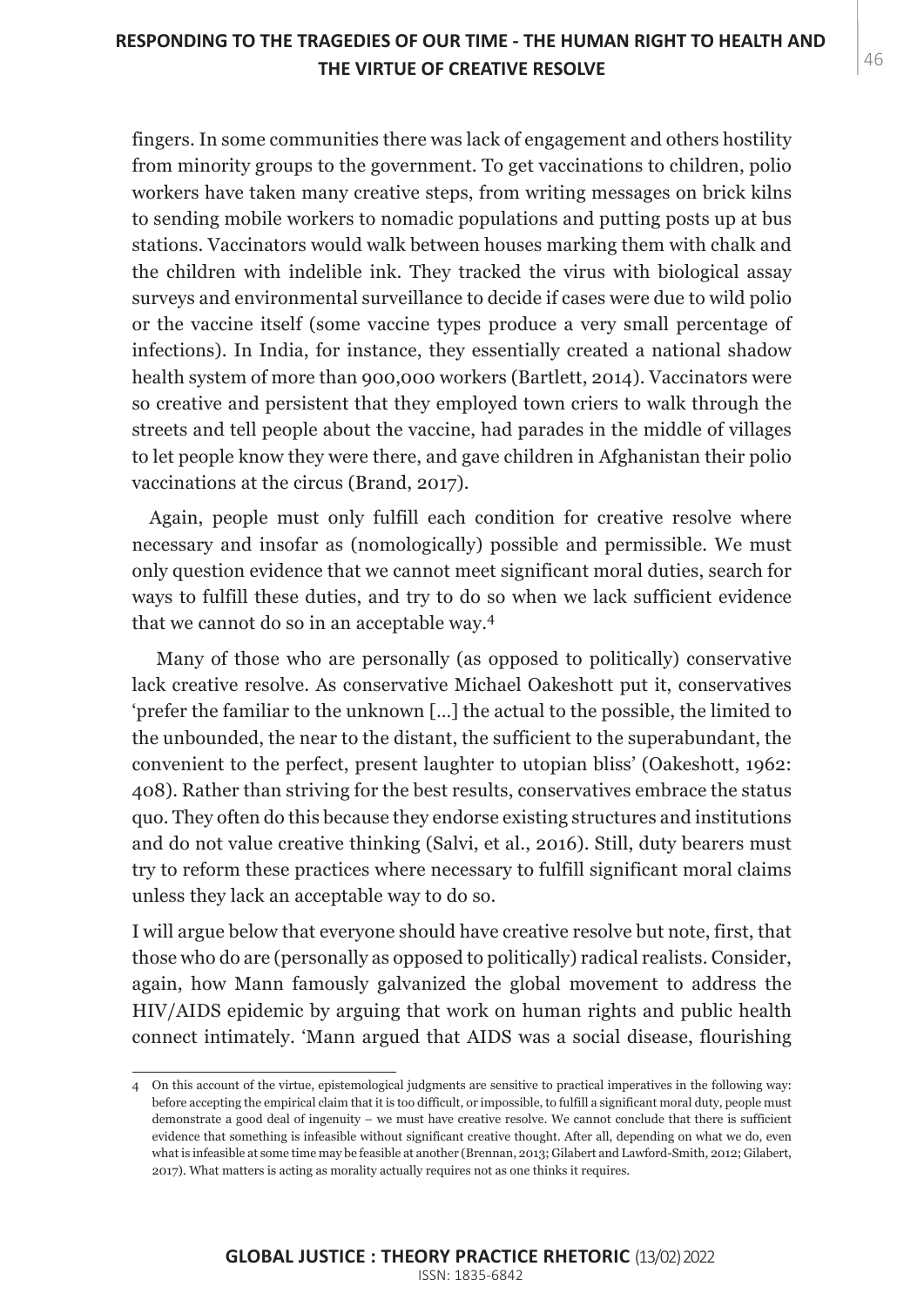fingers. In some communities there was lack of engagement and others hostility from minority groups to the government. To get vaccinations to children, polio workers have taken many creative steps, from writing messages on brick kilns to sending mobile workers to nomadic populations and putting posts up at bus stations. Vaccinators would walk between houses marking them with chalk and the children with indelible ink. They tracked the virus with biological assay surveys and environmental surveillance to decide if cases were due to wild polio or the vaccine itself (some vaccine types produce a very small percentage of infections). In India, for instance, they essentially created a national shadow health system of more than 900,000 workers (Bartlett, 2014). Vaccinators were so creative and persistent that they employed town criers to walk through the streets and tell people about the vaccine, had parades in the middle of villages to let people know they were there, and gave children in Afghanistan their polio vaccinations at the circus (Brand, 2017).

Again, people must only fulfill each condition for creative resolve where necessary and insofar as (nomologically) possible and permissible. We must only question evidence that we cannot meet significant moral duties, search for ways to fulfill these duties, and try to do so when we lack sufficient evidence that we cannot do so in an acceptable way.[4]

Many of those who are personally (as opposed to politically) conservative lack creative resolve. As conservative Michael Oakeshott put it, conservatives 'prefer the familiar to the unknown [...] the actual to the possible, the limited to the unbounded, the near to the distant, the sufficient to the superabundant, the convenient to the perfect, present laughter to utopian bliss' (Oakeshott, 1962: 408). Rather than striving for the best results, conservatives embrace the status quo. They often do this because they endorse existing structures and institutions and do not value creative thinking (Salvi, et al., 2016). Still, duty bearers must try to reform these practices where necessary to fulfill significant moral claims unless they lack an acceptable way to do so.

I will argue below that everyone should have creative resolve but note, first, that those who do are (personally as opposed to politically) radical realists. Consider, again, how Mann famously galvanized the global movement to address the HIV/AIDS epidemic by arguing that work on human rights and public health connect intimately. 'Mann argued that AIDS was a social disease, flourishing

---

4 On this account of the virtue, epistemological judgments are sensitive to practical imperatives in the following way: before accepting the empirical claim that it is too difficult, or impossible, to fulfill a significant moral duty, people must demonstrate a good deal of ingenuity – we must have creative resolve. We cannot conclude that there is sufficient evidence that something is infeasible without significant creative thought. After all, depending on what we do, even what is infeasible at some time may be feasible at another (Brennan, 2013; Gilabert and Lawford-Smith, 2012; Gilabert, 2017). What matters is acting as morality actually requires not as one thinks it requires.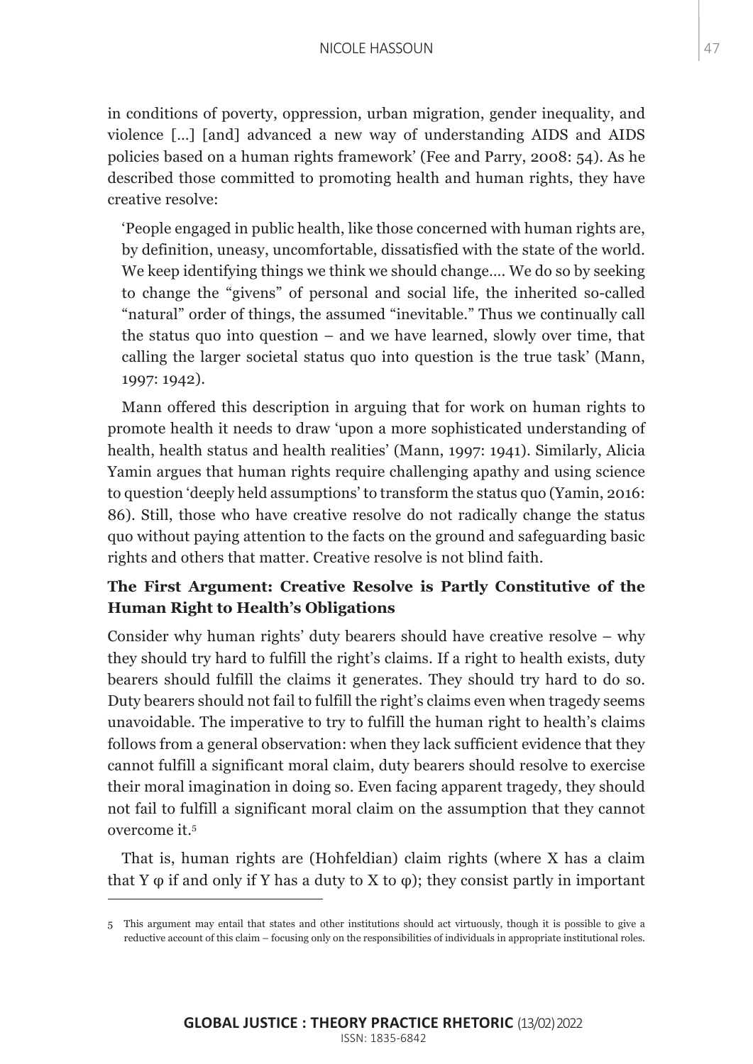in conditions of poverty, oppression, urban migration, gender inequality, and violence [...] [and] advanced a new way of understanding AIDS and AIDS policies based on a human rights framework' (Fee and Parry, 2008: 54). As he described those committed to promoting health and human rights, they have creative resolve:

> 'People engaged in public health, like those concerned with human rights are, by definition, uneasy, uncomfortable, dissatisfied with the state of the world. We keep identifying things we think we should change.... We do so by seeking to change the "givens" of personal and social life, the inherited so-called "natural" order of things, the assumed "inevitable." Thus we continually call the status quo into question – and we have learned, slowly over time, that calling the larger societal status quo into question is the true task' (Mann, 1997: 1942).

Mann offered this description in arguing that for work on human rights to promote health it needs to draw 'upon a more sophisticated understanding of health, health status and health realities' (Mann, 1997: 1941). Similarly, Alicia Yamin argues that human rights require challenging apathy and using science to question 'deeply held assumptions' to transform the status quo (Yamin, 2016: 86). Still, those who have creative resolve do not radically change the status quo without paying attention to the facts on the ground and safeguarding basic rights and others that matter. Creative resolve is not blind faith.

### The First Argument: Creative Resolve is Partly Constitutive of the Human Right to Health's Obligations

Consider why human rights' duty bearers should have creative resolve – why they should try hard to fulfill the right's claims. If a right to health exists, duty bearers should fulfill the claims it generates. They should try hard to do so. Duty bearers should not fail to fulfill the right's claims even when tragedy seems unavoidable. The imperative to try to fulfill the human right to health's claims follows from a general observation: when they lack sufficient evidence that they cannot fulfill a significant moral claim, duty bearers should resolve to exercise their moral imagination in doing so. Even facing apparent tragedy, they should not fail to fulfill a significant moral claim on the assumption that they cannot overcome it.[5]

That is, human rights are (Hohfeldian) claim rights (where X has a claim that Y $\varphi$ if and only if Y has a duty to X to $\varphi$); they consist partly in important

---

5 This argument may entail that states and other institutions should act virtuously, though it is possible to give a reductive account of this claim – focusing only on the responsibilities of individuals in appropriate institutional roles.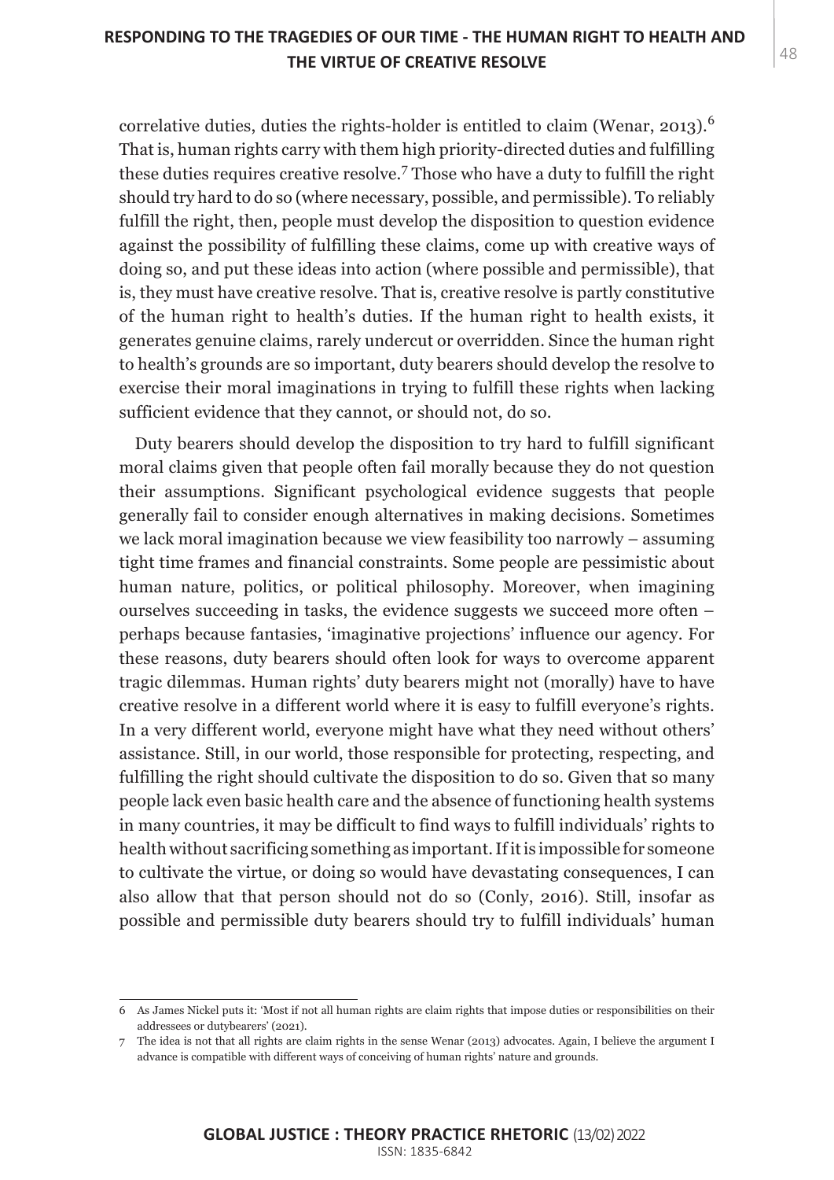correlative duties, duties the rights-holder is entitled to claim (Wenar, 2013).[6] That is, human rights carry with them high priority-directed duties and fulfilling these duties requires creative resolve.[7] Those who have a duty to fulfill the right should try hard to do so (where necessary, possible, and permissible). To reliably fulfill the right, then, people must develop the disposition to question evidence against the possibility of fulfilling these claims, come up with creative ways of doing so, and put these ideas into action (where possible and permissible), that is, they must have creative resolve. That is, creative resolve is partly constitutive of the human right to health's duties. If the human right to health exists, it generates genuine claims, rarely undercut or overridden. Since the human right to health's grounds are so important, duty bearers should develop the resolve to exercise their moral imaginations in trying to fulfill these rights when lacking sufficient evidence that they cannot, or should not, do so.

Duty bearers should develop the disposition to try hard to fulfill significant moral claims given that people often fail morally because they do not question their assumptions. Significant psychological evidence suggests that people generally fail to consider enough alternatives in making decisions. Sometimes we lack moral imagination because we view feasibility too narrowly – assuming tight time frames and financial constraints. Some people are pessimistic about human nature, politics, or political philosophy. Moreover, when imagining ourselves succeeding in tasks, the evidence suggests we succeed more often – perhaps because fantasies, 'imaginative projections' influence our agency. For these reasons, duty bearers should often look for ways to overcome apparent tragic dilemmas. Human rights' duty bearers might not (morally) have to have creative resolve in a different world where it is easy to fulfill everyone's rights. In a very different world, everyone might have what they need without others' assistance. Still, in our world, those responsible for protecting, respecting, and fulfilling the right should cultivate the disposition to do so. Given that so many people lack even basic health care and the absence of functioning health systems in many countries, it may be difficult to find ways to fulfill individuals' rights to health without sacrificing something as important. If it is impossible for someone to cultivate the virtue, or doing so would have devastating consequences, I can also allow that that person should not do so (Conly, 2016). Still, insofar as possible and permissible duty bearers should try to fulfill individuals' human

---

6 As James Nickel puts it: 'Most if not all human rights are claim rights that impose duties or responsibilities on their addressees or dutybearers' (2021).

7 The idea is not that all rights are claim rights in the sense Wenar (2013) advocates. Again, I believe the argument I advance is compatible with different ways of conceiving of human rights' nature and grounds.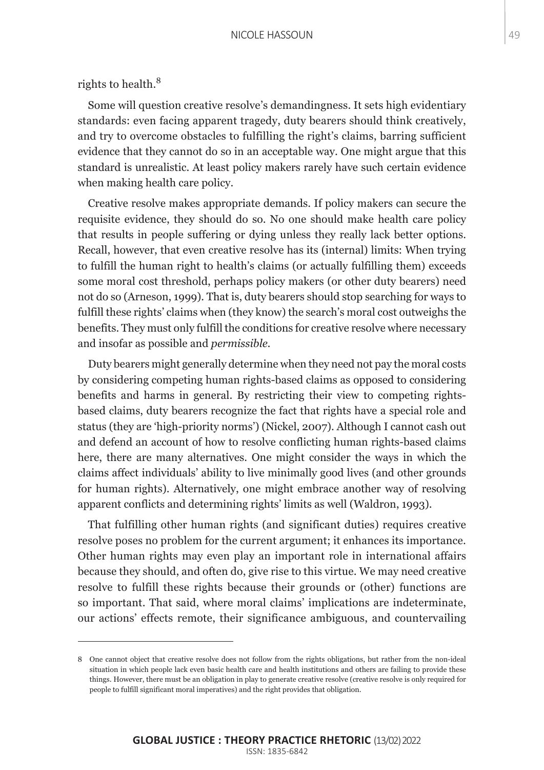rights to health.[8]

Some will question creative resolve's demandingness. It sets high evidentiary standards: even facing apparent tragedy, duty bearers should think creatively, and try to overcome obstacles to fulfilling the right's claims, barring sufficient evidence that they cannot do so in an acceptable way. One might argue that this standard is unrealistic. At least policy makers rarely have such certain evidence when making health care policy.

Creative resolve makes appropriate demands. If policy makers can secure the requisite evidence, they should do so. No one should make health care policy that results in people suffering or dying unless they really lack better options. Recall, however, that even creative resolve has its (internal) limits: When trying to fulfill the human right to health's claims (or actually fulfilling them) exceeds some moral cost threshold, perhaps policy makers (or other duty bearers) need not do so (Arneson, 1999). That is, duty bearers should stop searching for ways to fulfill these rights' claims when (they know) the search's moral cost outweighs the benefits. They must only fulfill the conditions for creative resolve where necessary and insofar as possible and *permissible*.

Duty bearers might generally determine when they need not pay the moral costs by considering competing human rights-based claims as opposed to considering benefits and harms in general. By restricting their view to competing rights-based claims, duty bearers recognize the fact that rights have a special role and status (they are 'high-priority norms') (Nickel, 2007). Although I cannot cash out and defend an account of how to resolve conflicting human rights-based claims here, there are many alternatives. One might consider the ways in which the claims affect individuals' ability to live minimally good lives (and other grounds for human rights). Alternatively, one might embrace another way of resolving apparent conflicts and determining rights' limits as well (Waldron, 1993).

That fulfilling other human rights (and significant duties) requires creative resolve poses no problem for the current argument; it enhances its importance. Other human rights may even play an important role in international affairs because they should, and often do, give rise to this virtue. We may need creative resolve to fulfill these rights because their grounds or (other) functions are so important. That said, where moral claims' implications are indeterminate, our actions' effects remote, their significance ambiguous, and countervailing

---

8 One cannot object that creative resolve does not follow from the rights obligations, but rather from the non-ideal situation in which people lack even basic health care and health institutions and others are failing to provide these things. However, there must be an obligation in play to generate creative resolve (creative resolve is only required for people to fulfill significant moral imperatives) and the right provides that obligation.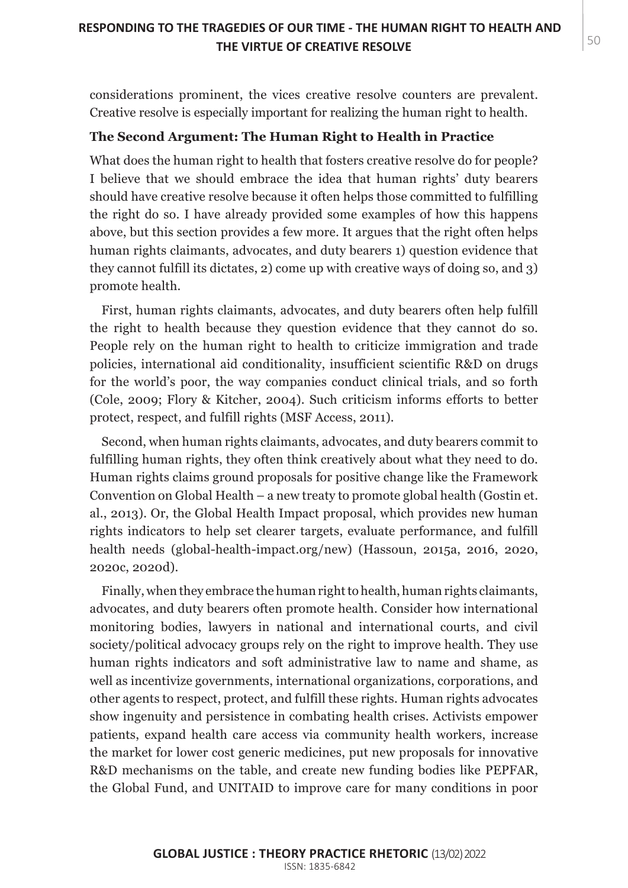considerations prominent, the vices creative resolve counters are prevalent. Creative resolve is especially important for realizing the human right to health.

### The Second Argument: The Human Right to Health in Practice

What does the human right to health that fosters creative resolve do for people? I believe that we should embrace the idea that human rights' duty bearers should have creative resolve because it often helps those committed to fulfilling the right do so. I have already provided some examples of how this happens above, but this section provides a few more. It argues that the right often helps human rights claimants, advocates, and duty bearers 1) question evidence that they cannot fulfill its dictates, 2) come up with creative ways of doing so, and 3) promote health.

First, human rights claimants, advocates, and duty bearers often help fulfill the right to health because they question evidence that they cannot do so. People rely on the human right to health to criticize immigration and trade policies, international aid conditionality, insufficient scientific R&D on drugs for the world's poor, the way companies conduct clinical trials, and so forth (Cole, 2009; Flory & Kitcher, 2004). Such criticism informs efforts to better protect, respect, and fulfill rights (MSF Access, 2011).

Second, when human rights claimants, advocates, and duty bearers commit to fulfilling human rights, they often think creatively about what they need to do. Human rights claims ground proposals for positive change like the Framework Convention on Global Health – a new treaty to promote global health (Gostin et. al., 2013). Or, the Global Health Impact proposal, which provides new human rights indicators to help set clearer targets, evaluate performance, and fulfill health needs (global-health-impact.org/new) (Hassoun, 2015a, 2016, 2020, 2020c, 2020d).

Finally, when they embrace the human right to health, human rights claimants, advocates, and duty bearers often promote health. Consider how international monitoring bodies, lawyers in national and international courts, and civil society/political advocacy groups rely on the right to improve health. They use human rights indicators and soft administrative law to name and shame, as well as incentivize governments, international organizations, corporations, and other agents to respect, protect, and fulfill these rights. Human rights advocates show ingenuity and persistence in combating health crises. Activists empower patients, expand health care access via community health workers, increase the market for lower cost generic medicines, put new proposals for innovative R&D mechanisms on the table, and create new funding bodies like PEPFAR, the Global Fund, and UNITAID to improve care for many conditions in poor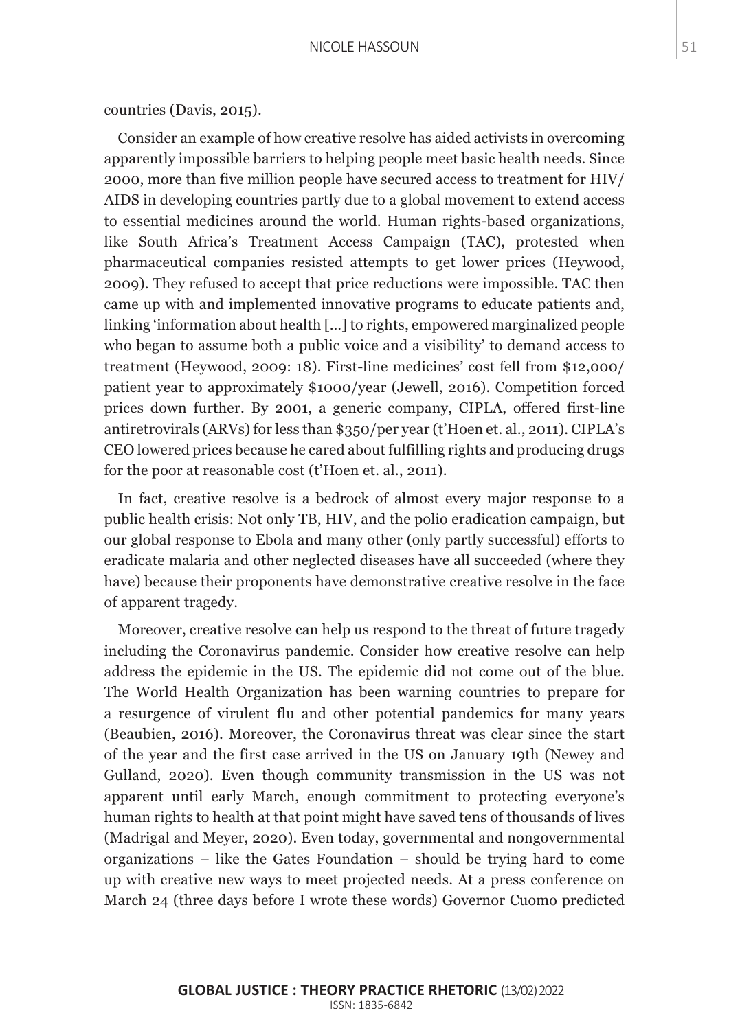countries (Davis, 2015).

Consider an example of how creative resolve has aided activists in overcoming apparently impossible barriers to helping people meet basic health needs. Since 2000, more than five million people have secured access to treatment for HIV/AIDS in developing countries partly due to a global movement to extend access to essential medicines around the world. Human rights-based organizations, like South Africa's Treatment Access Campaign (TAC), protested when pharmaceutical companies resisted attempts to get lower prices (Heywood, 2009). They refused to accept that price reductions were impossible. TAC then came up with and implemented innovative programs to educate patients and, linking 'information about health [...] to rights, empowered marginalized people who began to assume both a public voice and a visibility' to demand access to treatment (Heywood, 2009: 18). First-line medicines' cost fell from $12,000/patient year to approximately $1000/year (Jewell, 2016). Competition forced prices down further. By 2001, a generic company, CIPLA, offered first-line antiretrovirals (ARVs) for less than $350/per year (t'Hoen et. al., 2011). CIPLA's CEO lowered prices because he cared about fulfilling rights and producing drugs for the poor at reasonable cost (t'Hoen et. al., 2011).

In fact, creative resolve is a bedrock of almost every major response to a public health crisis: Not only TB, HIV, and the polio eradication campaign, but our global response to Ebola and many other (only partly successful) efforts to eradicate malaria and other neglected diseases have all succeeded (where they have) because their proponents have demonstrative creative resolve in the face of apparent tragedy.

Moreover, creative resolve can help us respond to the threat of future tragedy including the Coronavirus pandemic. Consider how creative resolve can help address the epidemic in the US. The epidemic did not come out of the blue. The World Health Organization has been warning countries to prepare for a resurgence of virulent flu and other potential pandemics for many years (Beaubien, 2016). Moreover, the Coronavirus threat was clear since the start of the year and the first case arrived in the US on January 19th (Newey and Gulland, 2020). Even though community transmission in the US was not apparent until early March, enough commitment to protecting everyone's human rights to health at that point might have saved tens of thousands of lives (Madrigal and Meyer, 2020). Even today, governmental and nongovernmental organizations – like the Gates Foundation – should be trying hard to come up with creative new ways to meet projected needs. At a press conference on March 24 (three days before I wrote these words) Governor Cuomo predicted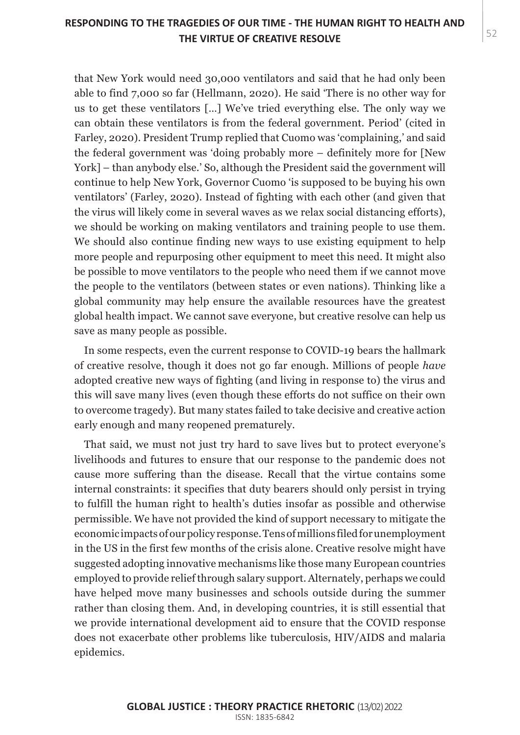that New York would need 30,000 ventilators and said that he had only been able to find 7,000 so far (Hellmann, 2020). He said 'There is no other way for us to get these ventilators [...] We've tried everything else. The only way we can obtain these ventilators is from the federal government. Period' (cited in Farley, 2020). President Trump replied that Cuomo was 'complaining,' and said the federal government was 'doing probably more – definitely more for [New York] – than anybody else.' So, although the President said the government will continue to help New York, Governor Cuomo 'is supposed to be buying his own ventilators' (Farley, 2020). Instead of fighting with each other (and given that the virus will likely come in several waves as we relax social distancing efforts), we should be working on making ventilators and training people to use them. We should also continue finding new ways to use existing equipment to help more people and repurposing other equipment to meet this need. It might also be possible to move ventilators to the people who need them if we cannot move the people to the ventilators (between states or even nations). Thinking like a global community may help ensure the available resources have the greatest global health impact. We cannot save everyone, but creative resolve can help us save as many people as possible.

In some respects, even the current response to COVID-19 bears the hallmark of creative resolve, though it does not go far enough. Millions of people *have* adopted creative new ways of fighting (and living in response to) the virus and this will save many lives (even though these efforts do not suffice on their own to overcome tragedy). But many states failed to take decisive and creative action early enough and many reopened prematurely.

That said, we must not just try hard to save lives but to protect everyone's livelihoods and futures to ensure that our response to the pandemic does not cause more suffering than the disease. Recall that the virtue contains some internal constraints: it specifies that duty bearers should only persist in trying to fulfill the human right to health's duties insofar as possible and otherwise permissible. We have not provided the kind of support necessary to mitigate the economic impacts of our policy response. Tens of millions filed for unemployment in the US in the first few months of the crisis alone. Creative resolve might have suggested adopting innovative mechanisms like those many European countries employed to provide relief through salary support. Alternately, perhaps we could have helped move many businesses and schools outside during the summer rather than closing them. And, in developing countries, it is still essential that we provide international development aid to ensure that the COVID response does not exacerbate other problems like tuberculosis, HIV/AIDS and malaria epidemics.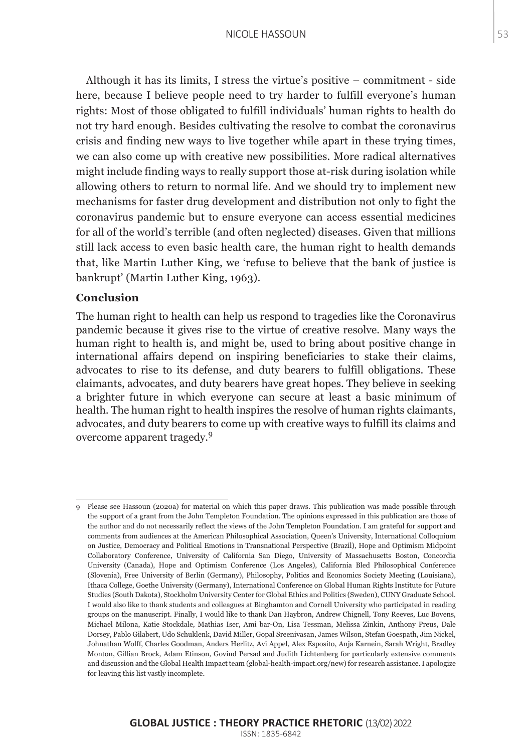Although it has its limits, I stress the virtue's positive – commitment - side here, because I believe people need to try harder to fulfill everyone's human rights: Most of those obligated to fulfill individuals' human rights to health do not try hard enough. Besides cultivating the resolve to combat the coronavirus crisis and finding new ways to live together while apart in these trying times, we can also come up with creative new possibilities. More radical alternatives might include finding ways to really support those at-risk during isolation while allowing others to return to normal life. And we should try to implement new mechanisms for faster drug development and distribution not only to fight the coronavirus pandemic but to ensure everyone can access essential medicines for all of the world's terrible (and often neglected) diseases. Given that millions still lack access to even basic health care, the human right to health demands that, like Martin Luther King, we 'refuse to believe that the bank of justice is bankrupt' (Martin Luther King, 1963).

## Conclusion

The human right to health can help us respond to tragedies like the Coronavirus pandemic because it gives rise to the virtue of creative resolve. Many ways the human right to health is, and might be, used to bring about positive change in international affairs depend on inspiring beneficiaries to stake their claims, advocates to rise to its defense, and duty bearers to fulfill obligations. These claimants, advocates, and duty bearers have great hopes. They believe in seeking a brighter future in which everyone can secure at least a basic minimum of health. The human right to health inspires the resolve of human rights claimants, advocates, and duty bearers to come up with creative ways to fulfill its claims and overcome apparent tragedy.[9]

---

9 Please see Hassoun (2020a) for material on which this paper draws. This publication was made possible through the support of a grant from the John Templeton Foundation. The opinions expressed in this publication are those of the author and do not necessarily reflect the views of the John Templeton Foundation. I am grateful for support and comments from audiences at the American Philosophical Association, Queen's University, International Colloquium on Justice, Democracy and Political Emotions in Transnational Perspective (Brazil), Hope and Optimism Midpoint Collaboratory Conference, University of California San Diego, University of Massachusetts Boston, Concordia University (Canada), Hope and Optimism Conference (Los Angeles), California Bled Philosophical Conference (Slovenia), Free University of Berlin (Germany), Philosophy, Politics and Economics Society Meeting (Louisiana), Ithaca College, Goethe University (Germany), International Conference on Global Human Rights Institute for Future Studies (South Dakota), Stockholm University Center for Global Ethics and Politics (Sweden), CUNY Graduate School. I would also like to thank students and colleagues at Binghamton and Cornell University who participated in reading groups on the manuscript. Finally, I would like to thank Dan Haybron, Andrew Chignell, Tony Reeves, Luc Bovens, Michael Milona, Katie Stockdale, Mathias Iser, Ami bar-On, Lisa Tessman, Melissa Zinkin, Anthony Preus, Dale Dorsey, Pablo Gilabert, Udo Schuklenk, David Miller, Gopal Sreenivasan, James Wilson, Stefan Goespath, Jim Nickel, Johnathan Wolff, Charles Goodman, Anders Herlitz, Avi Appel, Alex Esposito, Anja Karnein, Sarah Wright, Bradley Monton, Gillian Brock, Adam Etinson, Govind Persad and Judith Lichtenberg for particularly extensive comments and discussion and the Global Health Impact team (global-health-impact.org/new) for research assistance. I apologize for leaving this list vastly incomplete.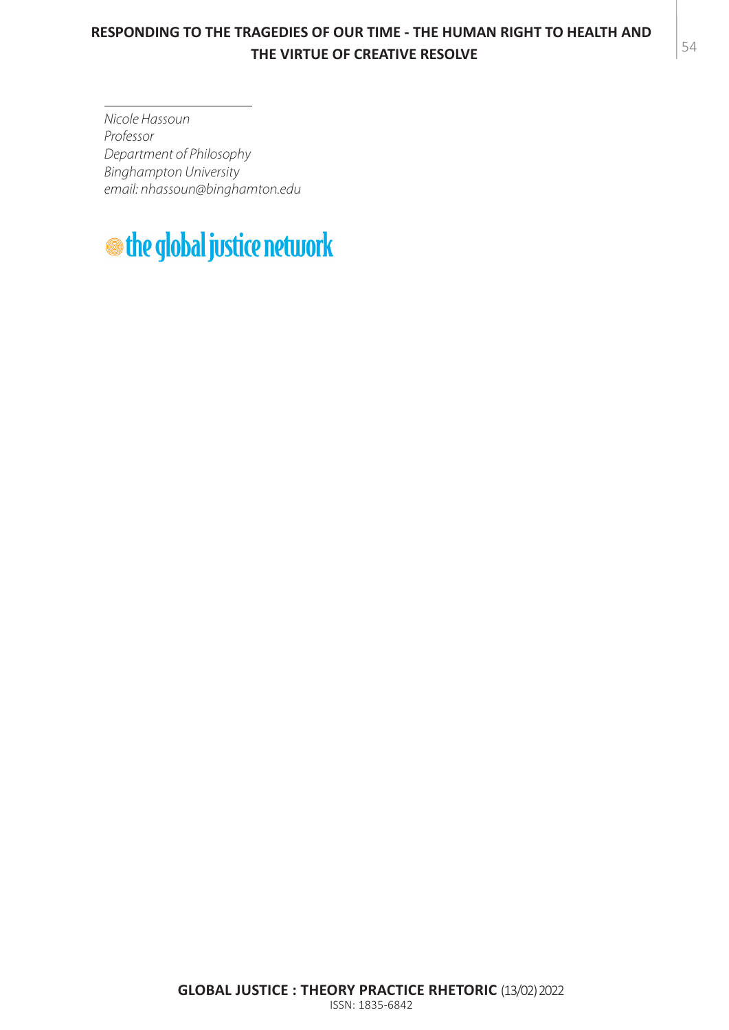---

*Nicole Hassoun*
*Professor*
*Department of Philosophy*
*Binghampton University*
*email: nhassoun@binghamton.edu*

the global justice network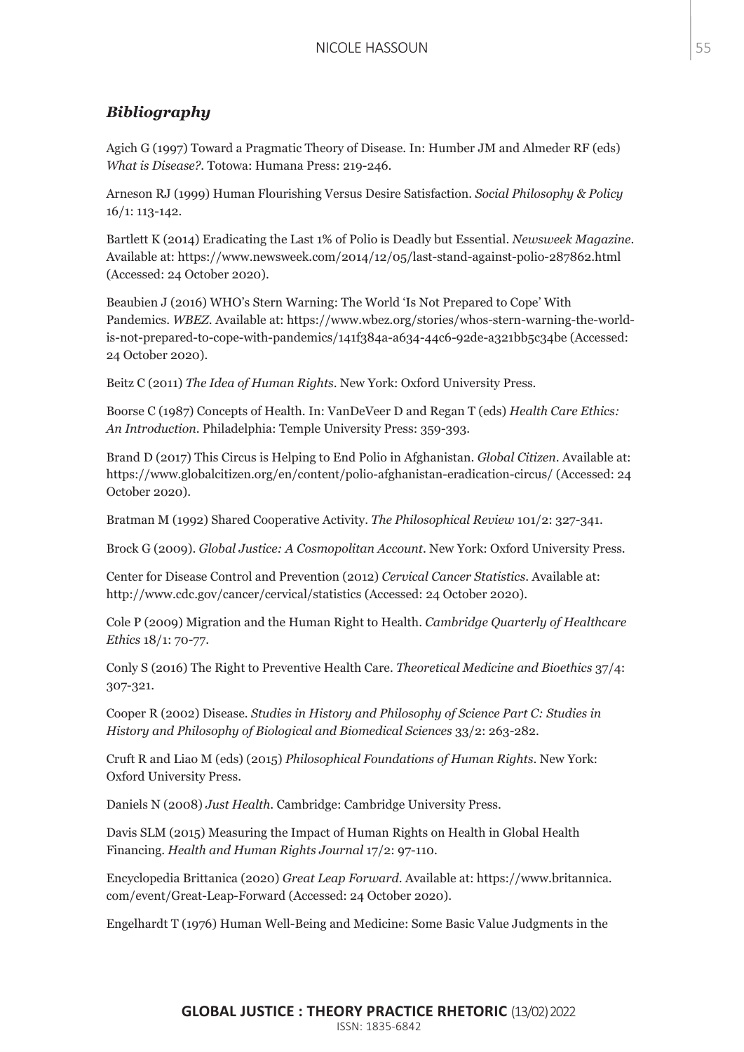## *Bibliography*

Agich G (1997) Toward a Pragmatic Theory of Disease. In: Humber JM and Almeder RF (eds) *What is Disease?*. Totowa: Humana Press: 219-246.

Arneson RJ (1999) Human Flourishing Versus Desire Satisfaction. *Social Philosophy & Policy* 16/1: 113-142.

Bartlett K (2014) Eradicating the Last 1% of Polio is Deadly but Essential. *Newsweek Magazine*. Available at: https://www.newsweek.com/2014/12/05/last-stand-against-polio-287862.html (Accessed: 24 October 2020).

Beaubien J (2016) WHO's Stern Warning: The World 'Is Not Prepared to Cope' With Pandemics. *WBEZ*. Available at: https://www.wbez.org/stories/whos-stern-warning-the-world-is-not-prepared-to-cope-with-pandemics/141f384a-a634-44c6-92de-a321bb5c34be (Accessed: 24 October 2020).

Beitz C (2011) *The Idea of Human Rights*. New York: Oxford University Press.

Boorse C (1987) Concepts of Health. In: VanDeVeer D and Regan T (eds) *Health Care Ethics: An Introduction*. Philadelphia: Temple University Press: 359-393.

Brand D (2017) This Circus is Helping to End Polio in Afghanistan. *Global Citizen*. Available at: https://www.globalcitizen.org/en/content/polio-afghanistan-eradication-circus/ (Accessed: 24 October 2020).

Bratman M (1992) Shared Cooperative Activity. *The Philosophical Review* 101/2: 327-341.

Brock G (2009). *Global Justice: A Cosmopolitan Account*. New York: Oxford University Press.

Center for Disease Control and Prevention (2012) *Cervical Cancer Statistics*. Available at: http://www.cdc.gov/cancer/cervical/statistics (Accessed: 24 October 2020).

Cole P (2009) Migration and the Human Right to Health. *Cambridge Quarterly of Healthcare Ethics* 18/1: 70-77.

Conly S (2016) The Right to Preventive Health Care. *Theoretical Medicine and Bioethics* 37/4: 307-321.

Cooper R (2002) Disease. *Studies in History and Philosophy of Science Part C: Studies in History and Philosophy of Biological and Biomedical Sciences* 33/2: 263-282.

Cruft R and Liao M (eds) (2015) *Philosophical Foundations of Human Rights*. New York: Oxford University Press.

Daniels N (2008) *Just Health*. Cambridge: Cambridge University Press.

Davis SLM (2015) Measuring the Impact of Human Rights on Health in Global Health Financing. *Health and Human Rights Journal* 17/2: 97-110.

Encyclopedia Brittanica (2020) *Great Leap Forward*. Available at: https://www.britannica.com/event/Great-Leap-Forward (Accessed: 24 October 2020).

Engelhardt T (1976) Human Well-Being and Medicine: Some Basic Value Judgments in the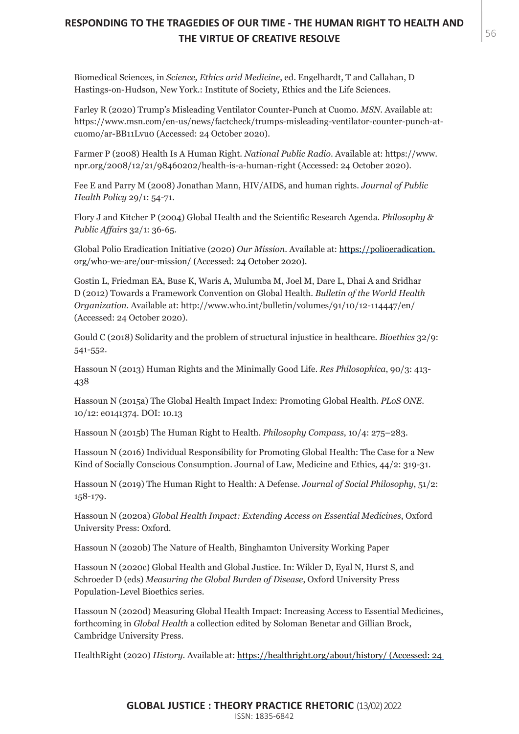Biomedical Sciences, in *Science, Ethics arid Medicine*, ed. Engelhardt, T and Callahan, D Hastings-on-Hudson, New York.: Institute of Society, Ethics and the Life Sciences.

Farley R (2020) Trump's Misleading Ventilator Counter-Punch at Cuomo. *MSN*. Available at: https://www.msn.com/en-us/news/factcheck/trumps-misleading-ventilator-counter-punch-at-cuomo/ar-BB11Lvu0 (Accessed: 24 October 2020).

Farmer P (2008) Health Is A Human Right. *National Public Radio*. Available at: https://www.npr.org/2008/12/21/98460202/health-is-a-human-right (Accessed: 24 October 2020).

Fee E and Parry M (2008) Jonathan Mann, HIV/AIDS, and human rights. *Journal of Public Health Policy* 29/1: 54-71.

Flory J and Kitcher P (2004) Global Health and the Scientific Research Agenda. *Philosophy & Public Affairs* 32/1: 36-65.

Global Polio Eradication Initiative (2020) *Our Mission*. Available at: https://polioeradication.org/who-we-are/our-mission/ (Accessed: 24 October 2020).

Gostin L, Friedman EA, Buse K, Waris A, Mulumba M, Joel M, Dare L, Dhai A and Sridhar D (2012) Towards a Framework Convention on Global Health. *Bulletin of the World Health Organization*. Available at: http://www.who.int/bulletin/volumes/91/10/12-114447/en/ (Accessed: 24 October 2020).

Gould C (2018) Solidarity and the problem of structural injustice in healthcare. *Bioethics* 32/9: 541-552.

Hassoun N (2013) Human Rights and the Minimally Good Life. *Res Philosophica*, 90/3: 413-438

Hassoun N (2015a) The Global Health Impact Index: Promoting Global Health. *PLoS ONE*. 10/12: e0141374. DOI: 10.13

Hassoun N (2015b) The Human Right to Health. *Philosophy Compass*, 10/4: 275–283.

Hassoun N (2016) Individual Responsibility for Promoting Global Health: The Case for a New Kind of Socially Conscious Consumption. Journal of Law, Medicine and Ethics, 44/2: 319-31.

Hassoun N (2019) The Human Right to Health: A Defense. *Journal of Social Philosophy*, 51/2: 158-179.

Hassoun N (2020a) *Global Health Impact: Extending Access on Essential Medicines*, Oxford University Press: Oxford.

Hassoun N (2020b) The Nature of Health, Binghamton University Working Paper

Hassoun N (2020c) Global Health and Global Justice. In: Wikler D, Eyal N, Hurst S, and Schroeder D (eds) *Measuring the Global Burden of Disease*, Oxford University Press Population-Level Bioethics series.

Hassoun N (2020d) Measuring Global Health Impact: Increasing Access to Essential Medicines, forthcoming in *Global Health* a collection edited by Soloman Benetar and Gillian Brock, Cambridge University Press.

HealthRight (2020) *History*. Available at: https://healthright.org/about/history/ (Accessed: 24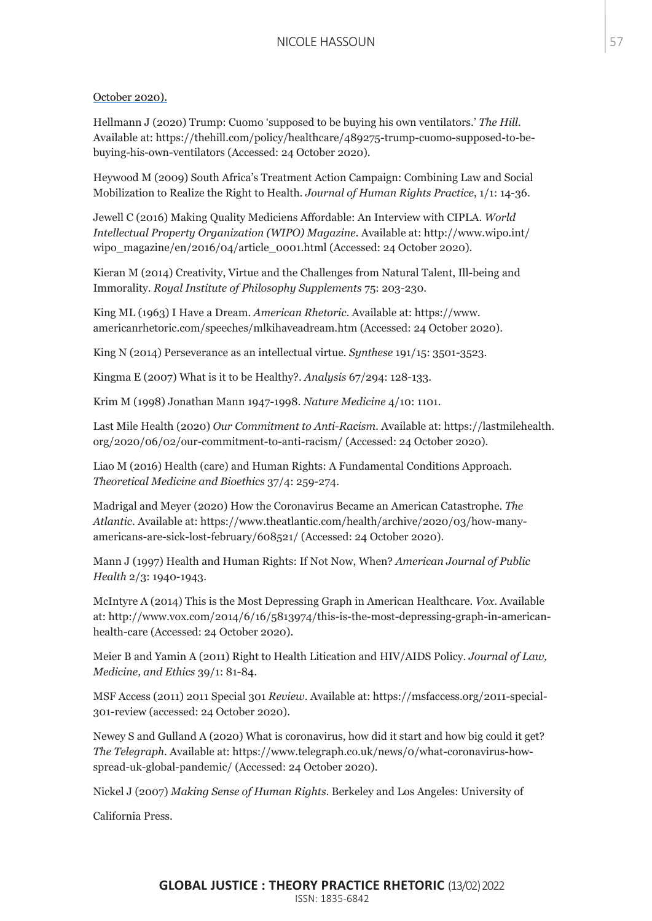October 2020).

Hellmann J (2020) Trump: Cuomo 'supposed to be buying his own ventilators.' *The Hill*. Available at: https://thehill.com/policy/healthcare/489275-trump-cuomo-supposed-to-be-buying-his-own-ventilators (Accessed: 24 October 2020).

Heywood M (2009) South Africa's Treatment Action Campaign: Combining Law and Social Mobilization to Realize the Right to Health. *Journal of Human Rights Practice*, 1/1: 14-36.

Jewell C (2016) Making Quality Mediciens Affordable: An Interview with CIPLA. *World Intellectual Property Organization (WIPO) Magazine*. Available at: http://www.wipo.int/wipo_magazine/en/2016/04/article_0001.html (Accessed: 24 October 2020).

Kieran M (2014) Creativity, Virtue and the Challenges from Natural Talent, Ill-being and Immorality. *Royal Institute of Philosophy Supplements* 75: 203-230.

King ML (1963) I Have a Dream. *American Rhetoric*. Available at: https://www.americanrhetoric.com/speeches/mlkihaveadream.htm (Accessed: 24 October 2020).

King N (2014) Perseverance as an intellectual virtue. *Synthese* 191/15: 3501-3523.

Kingma E (2007) What is it to be Healthy?. *Analysis* 67/294: 128-133.

Krim M (1998) Jonathan Mann 1947-1998. *Nature Medicine* 4/10: 1101.

Last Mile Health (2020) *Our Commitment to Anti-Racism*. Available at: https://lastmilehealth.org/2020/06/02/our-commitment-to-anti-racism/ (Accessed: 24 October 2020).

Liao M (2016) Health (care) and Human Rights: A Fundamental Conditions Approach. *Theoretical Medicine and Bioethics* 37/4: 259-274.

Madrigal and Meyer (2020) How the Coronavirus Became an American Catastrophe. *The Atlantic*. Available at: https://www.theatlantic.com/health/archive/2020/03/how-many-americans-are-sick-lost-february/608521/ (Accessed: 24 October 2020).

Mann J (1997) Health and Human Rights: If Not Now, When? *American Journal of Public Health* 2/3: 1940-1943.

McIntyre A (2014) This is the Most Depressing Graph in American Healthcare. *Vox*. Available at: http://www.vox.com/2014/6/16/5813974/this-is-the-most-depressing-graph-in-american-health-care (Accessed: 24 October 2020).

Meier B and Yamin A (2011) Right to Health Litication and HIV/AIDS Policy. *Journal of Law, Medicine, and Ethics* 39/1: 81-84.

MSF Access (2011) 2011 Special 301 *Review*. Available at: https://msfaccess.org/2011-special-301-review (accessed: 24 October 2020).

Newey S and Gulland A (2020) What is coronavirus, how did it start and how big could it get? *The Telegraph*. Available at: https://www.telegraph.co.uk/news/0/what-coronavirus-how-spread-uk-global-pandemic/ (Accessed: 24 October 2020).

Nickel J (2007) *Making Sense of Human Rights*. Berkeley and Los Angeles: University of California Press.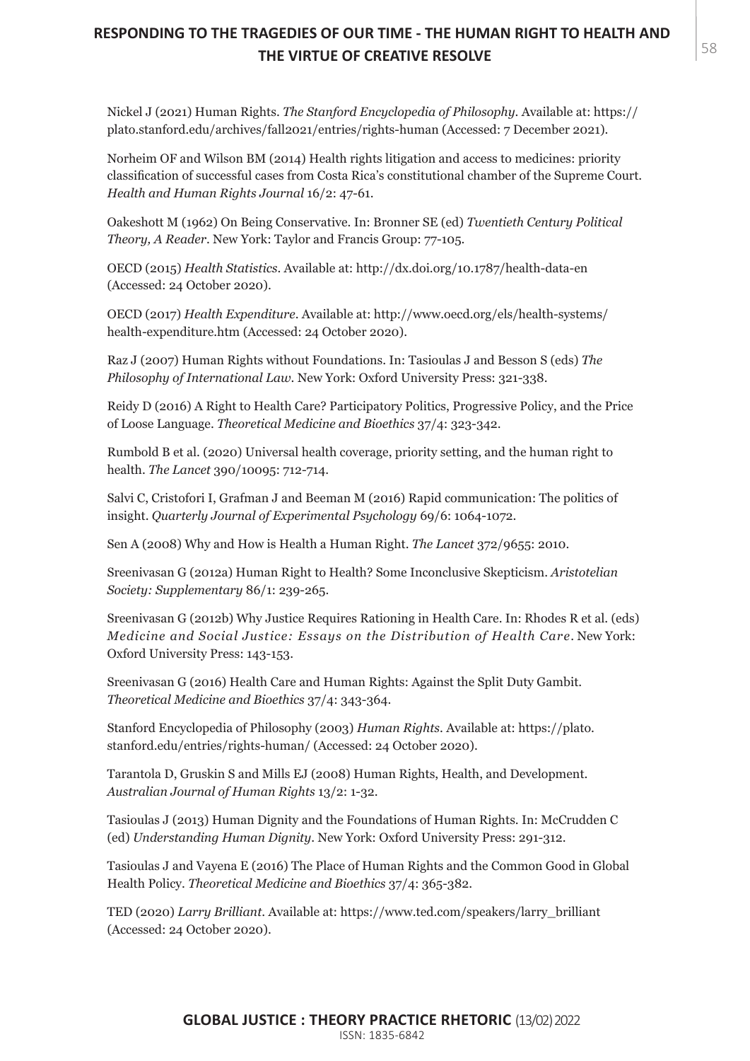Nickel J (2021) Human Rights. *The Stanford Encyclopedia of Philosophy*. Available at: https://plato.stanford.edu/archives/fall2021/entries/rights-human (Accessed: 7 December 2021).

Norheim OF and Wilson BM (2014) Health rights litigation and access to medicines: priority classification of successful cases from Costa Rica's constitutional chamber of the Supreme Court. *Health and Human Rights Journal* 16/2: 47-61.

Oakeshott M (1962) On Being Conservative. In: Bronner SE (ed) *Twentieth Century Political Theory, A Reader*. New York: Taylor and Francis Group: 77-105.

OECD (2015) *Health Statistics*. Available at: http://dx.doi.org/10.1787/health-data-en (Accessed: 24 October 2020).

OECD (2017) *Health Expenditure*. Available at: http://www.oecd.org/els/health-systems/health-expenditure.htm (Accessed: 24 October 2020).

Raz J (2007) Human Rights without Foundations. In: Tasioulas J and Besson S (eds) *The Philosophy of International Law*. New York: Oxford University Press: 321-338.

Reidy D (2016) A Right to Health Care? Participatory Politics, Progressive Policy, and the Price of Loose Language. *Theoretical Medicine and Bioethics* 37/4: 323-342.

Rumbold B et al. (2020) Universal health coverage, priority setting, and the human right to health. *The Lancet* 390/10095: 712-714.

Salvi C, Cristofori I, Grafman J and Beeman M (2016) Rapid communication: The politics of insight. *Quarterly Journal of Experimental Psychology* 69/6: 1064-1072.

Sen A (2008) Why and How is Health a Human Right. *The Lancet* 372/9655: 2010.

Sreenivasan G (2012a) Human Right to Health? Some Inconclusive Skepticism. *Aristotelian Society: Supplementary* 86/1: 239-265.

Sreenivasan G (2012b) Why Justice Requires Rationing in Health Care. In: Rhodes R et al. (eds) *Medicine and Social Justice: Essays on the Distribution of Health Care*. New York: Oxford University Press: 143-153.

Sreenivasan G (2016) Health Care and Human Rights: Against the Split Duty Gambit. *Theoretical Medicine and Bioethics* 37/4: 343-364.

Stanford Encyclopedia of Philosophy (2003) *Human Rights*. Available at: https://plato.stanford.edu/entries/rights-human/ (Accessed: 24 October 2020).

Tarantola D, Gruskin S and Mills EJ (2008) Human Rights, Health, and Development. *Australian Journal of Human Rights* 13/2: 1-32.

Tasioulas J (2013) Human Dignity and the Foundations of Human Rights. In: McCrudden C (ed) *Understanding Human Dignity*. New York: Oxford University Press: 291-312.

Tasioulas J and Vayena E (2016) The Place of Human Rights and the Common Good in Global Health Policy. *Theoretical Medicine and Bioethics* 37/4: 365-382.

TED (2020) *Larry Brilliant*. Available at: https://www.ted.com/speakers/larry_brilliant (Accessed: 24 October 2020).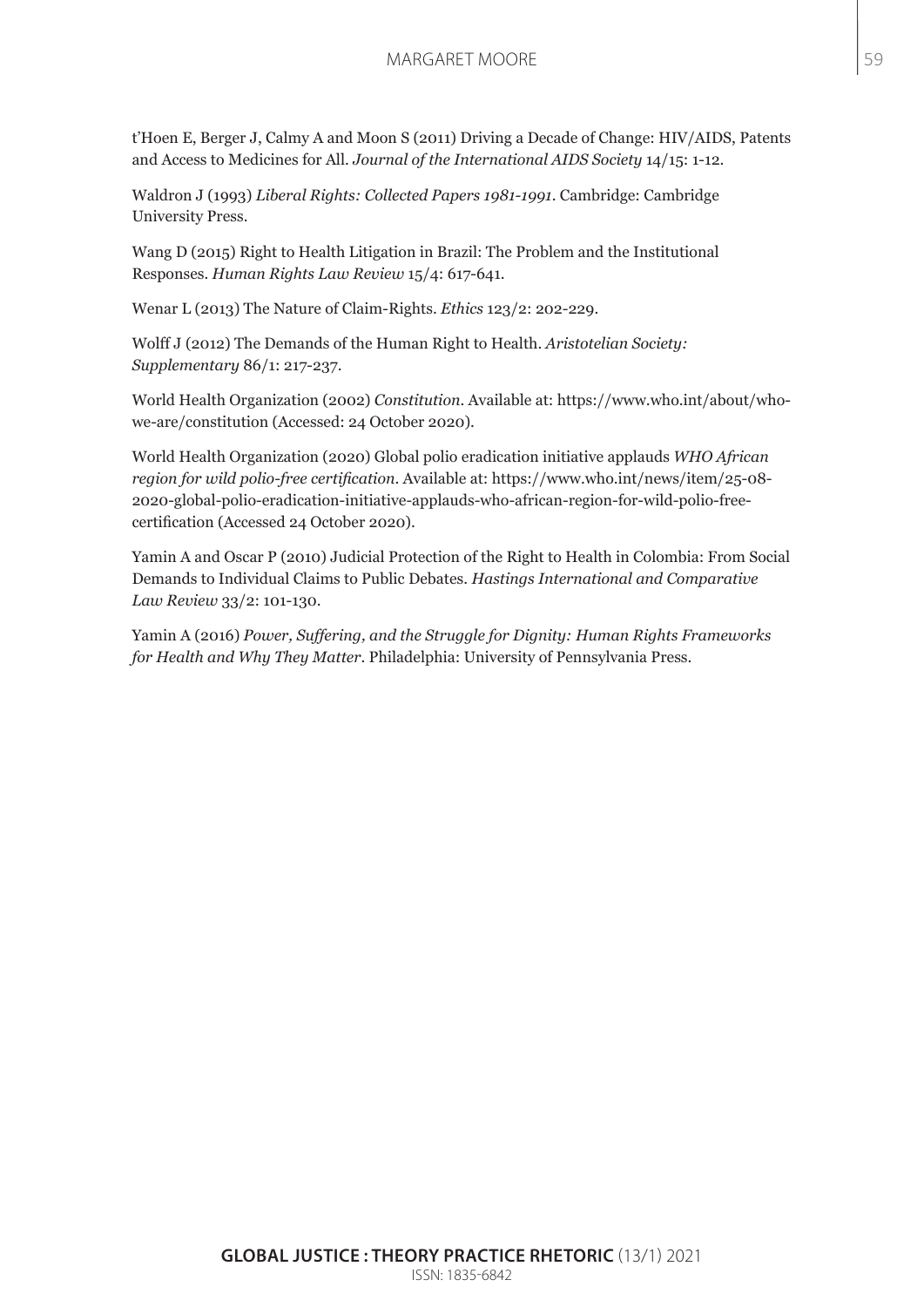t'Hoen E, Berger J, Calmy A and Moon S (2011) Driving a Decade of Change: HIV/AIDS, Patents and Access to Medicines for All. *Journal of the International AIDS Society* 14/15: 1-12.

Waldron J (1993) *Liberal Rights: Collected Papers 1981-1991*. Cambridge: Cambridge University Press.

Wang D (2015) Right to Health Litigation in Brazil: The Problem and the Institutional Responses. *Human Rights Law Review* 15/4: 617-641.

Wenar L (2013) The Nature of Claim-Rights. *Ethics* 123/2: 202-229.

Wolff J (2012) The Demands of the Human Right to Health. *Aristotelian Society: Supplementary* 86/1: 217-237.

World Health Organization (2002) *Constitution*. Available at: https://www.who.int/about/who-we-are/constitution (Accessed: 24 October 2020).

World Health Organization (2020) Global polio eradication initiative applauds *WHO African region for wild polio-free certification*. Available at: https://www.who.int/news/item/25-08-2020-global-polio-eradication-initiative-applauds-who-african-region-for-wild-polio-free-certification (Accessed 24 October 2020).

Yamin A and Oscar P (2010) Judicial Protection of the Right to Health in Colombia: From Social Demands to Individual Claims to Public Debates. *Hastings International and Comparative Law Review* 33/2: 101-130.

Yamin A (2016) *Power, Suffering, and the Struggle for Dignity: Human Rights Frameworks for Health and Why They Matter*. Philadelphia: University of Pennsylvania Press.